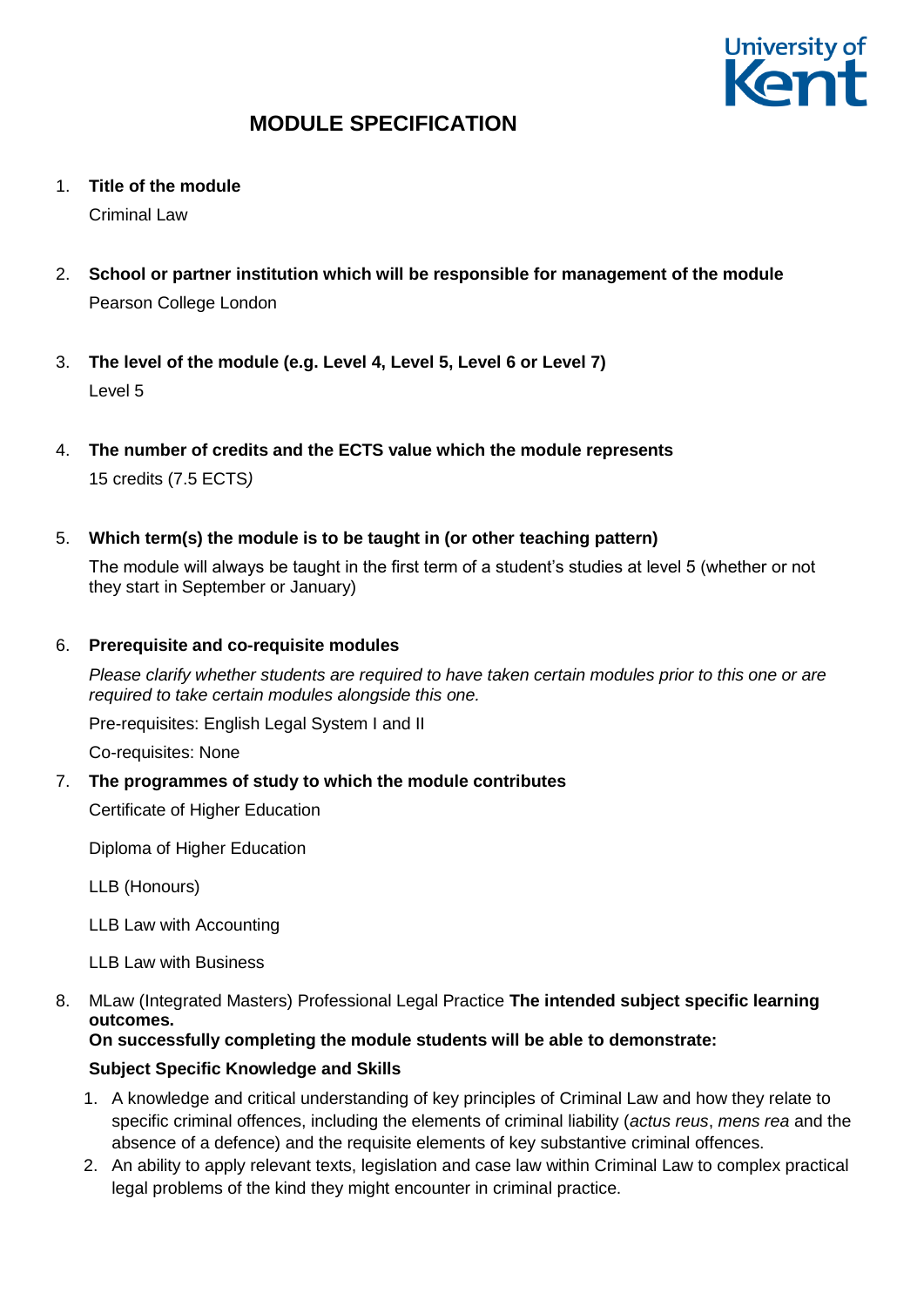# MODULE SPECIFICATION

1. **Title of the module**

   Criminal Law

2. **School or partner institution which will be responsible for management of the module**

   Pearson College London

3. **The level of the module (e.g. Level 4, Level 5, Level 6 or Level 7)**

   Level 5

4. **The number of credits and the ECTS value which the module represents**

   15 credits (7.5 ECTS)

5. **Which term(s) the module is to be taught in (or other teaching pattern)**

   The module will always be taught in the first term of a student's studies at level 5 (whether or not they start in September or January)

6. **Prerequisite and co-requisite modules**

   *Please clarify whether students are required to have taken certain modules prior to this one or are required to take certain modules alongside this one.*

   Pre-requisites: English Legal System I and II

   Co-requisites: None

7. **The programmes of study to which the module contributes**

   Certificate of Higher Education

   Diploma of Higher Education

   LLB (Honours)

   LLB Law with Accounting

   LLB Law with Business

8. MLaw (Integrated Masters) Professional Legal Practice **The intended subject specific learning outcomes.**
   **On successfully completing the module students will be able to demonstrate:**

   **Subject Specific Knowledge and Skills**

   1. A knowledge and critical understanding of key principles of Criminal Law and how they relate to specific criminal offences, including the elements of criminal liability (*actus reus*, *mens rea* and the absence of a defence) and the requisite elements of key substantive criminal offences.
   2. An ability to apply relevant texts, legislation and case law within Criminal Law to complex practical legal problems of the kind they might encounter in criminal practice.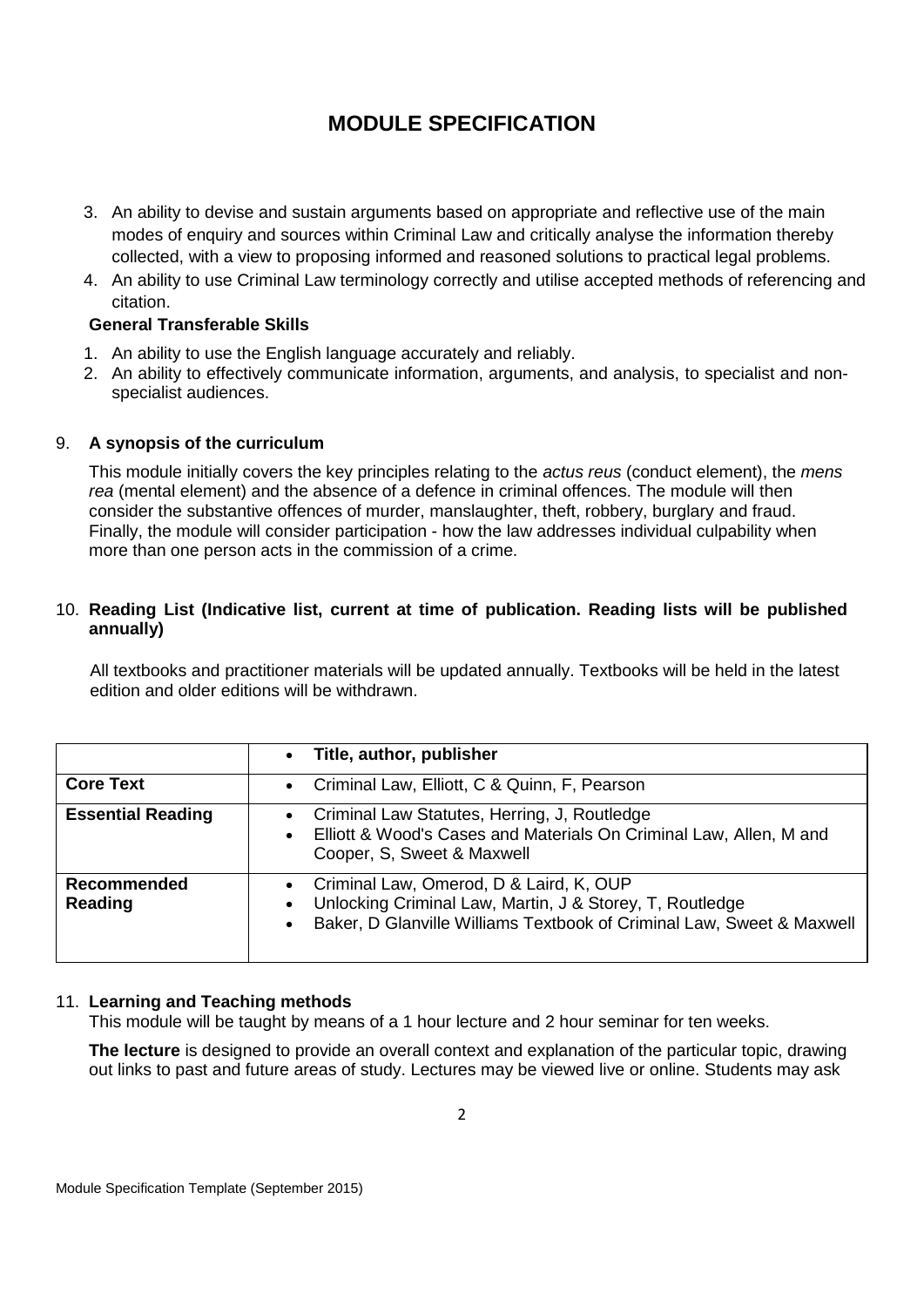# MODULE SPECIFICATION

3. An ability to devise and sustain arguments based on appropriate and reflective use of the main modes of enquiry and sources within Criminal Law and critically analyse the information thereby collected, with a view to proposing informed and reasoned solutions to practical legal problems.
4. An ability to use Criminal Law terminology correctly and utilise accepted methods of referencing and citation.

**General Transferable Skills**

1. An ability to use the English language accurately and reliably.
2. An ability to effectively communicate information, arguments, and analysis, to specialist and non-specialist audiences.

9. **A synopsis of the curriculum**

This module initially covers the key principles relating to the *actus reus* (conduct element), the *mens rea* (mental element) and the absence of a defence in criminal offences. The module will then consider the substantive offences of murder, manslaughter, theft, robbery, burglary and fraud. Finally, the module will consider participation - how the law addresses individual culpability when more than one person acts in the commission of a crime.

10. **Reading List (Indicative list, current at time of publication. Reading lists will be published annually)**

All textbooks and practitioner materials will be updated annually. Textbooks will be held in the latest edition and older editions will be withdrawn.

| | • **Title, author, publisher** |
|---|---|
| **Core Text** | • Criminal Law, Elliott, C & Quinn, F, Pearson |
| **Essential Reading** | • Criminal Law Statutes, Herring, J, Routledge<br>• Elliott & Wood's Cases and Materials On Criminal Law, Allen, M and Cooper, S, Sweet & Maxwell |
| **Recommended Reading** | • Criminal Law, Omerod, D & Laird, K, OUP<br>• Unlocking Criminal Law, Martin, J & Storey, T, Routledge<br>• Baker, D Glanville Williams Textbook of Criminal Law, Sweet & Maxwell |

11. **Learning and Teaching methods**

This module will be taught by means of a 1 hour lecture and 2 hour seminar for ten weeks.

**The lecture** is designed to provide an overall context and explanation of the particular topic, drawing out links to past and future areas of study. Lectures may be viewed live or online. Students may ask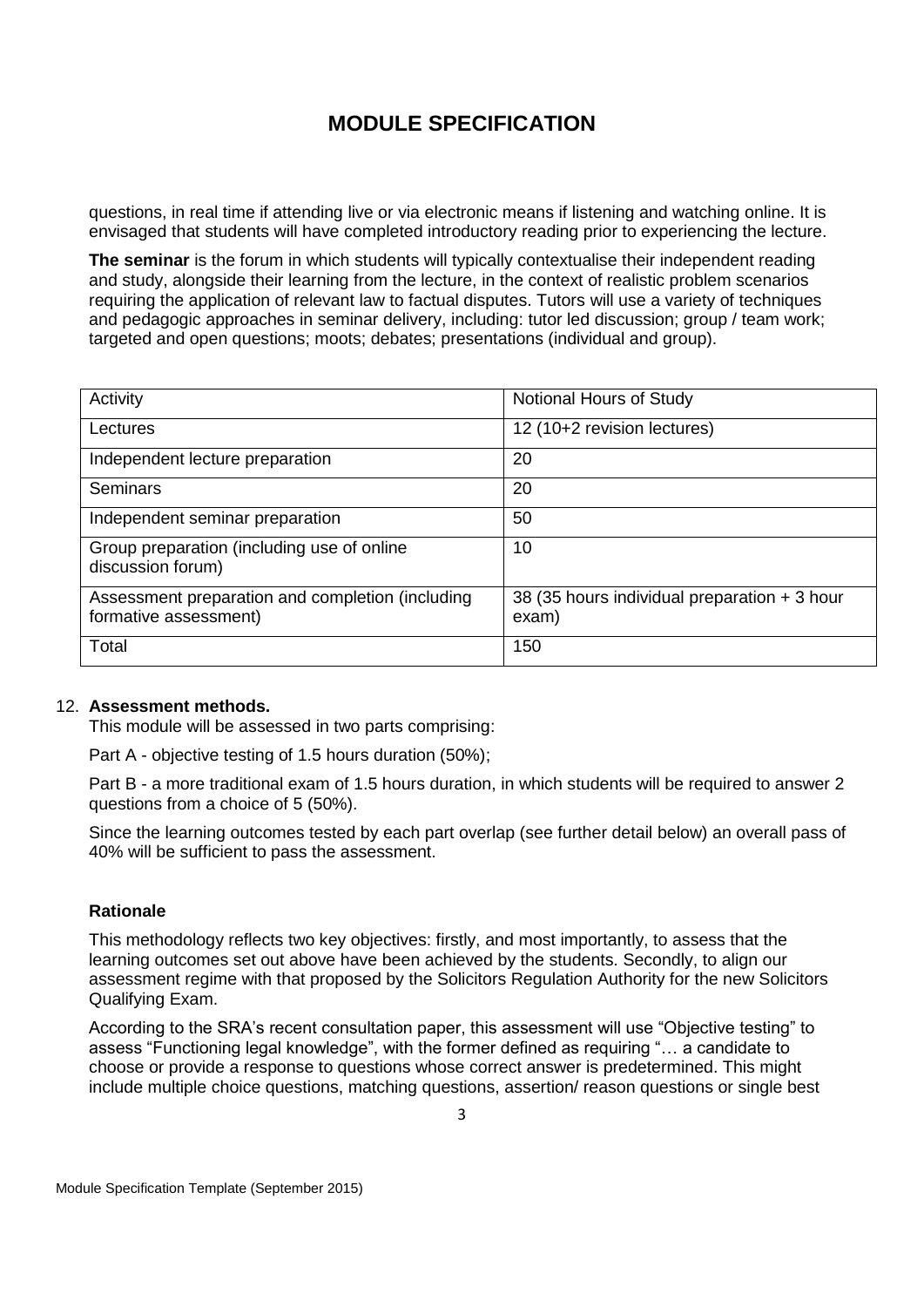questions, in real time if attending live or via electronic means if listening and watching online. It is envisaged that students will have completed introductory reading prior to experiencing the lecture.

**The seminar** is the forum in which students will typically contextualise their independent reading and study, alongside their learning from the lecture, in the context of realistic problem scenarios requiring the application of relevant law to factual disputes. Tutors will use a variety of techniques and pedagogic approaches in seminar delivery, including: tutor led discussion; group / team work; targeted and open questions; moots; debates; presentations (individual and group).

| Activity | Notional Hours of Study |
|---|---|
| Lectures | 12 (10+2 revision lectures) |
| Independent lecture preparation | 20 |
| Seminars | 20 |
| Independent seminar preparation | 50 |
| Group preparation (including use of online discussion forum) | 10 |
| Assessment preparation and completion (including formative assessment) | 38 (35 hours individual preparation + 3 hour exam) |
| Total | 150 |

12. **Assessment methods.**

This module will be assessed in two parts comprising:

Part A - objective testing of 1.5 hours duration (50%);

Part B - a more traditional exam of 1.5 hours duration, in which students will be required to answer 2 questions from a choice of 5 (50%).

Since the learning outcomes tested by each part overlap (see further detail below) an overall pass of 40% will be sufficient to pass the assessment.

**Rationale**

This methodology reflects two key objectives: firstly, and most importantly, to assess that the learning outcomes set out above have been achieved by the students. Secondly, to align our assessment regime with that proposed by the Solicitors Regulation Authority for the new Solicitors Qualifying Exam.

According to the SRA's recent consultation paper, this assessment will use "Objective testing" to assess "Functioning legal knowledge", with the former defined as requiring "… a candidate to choose or provide a response to questions whose correct answer is predetermined. This might include multiple choice questions, matching questions, assertion/ reason questions or single best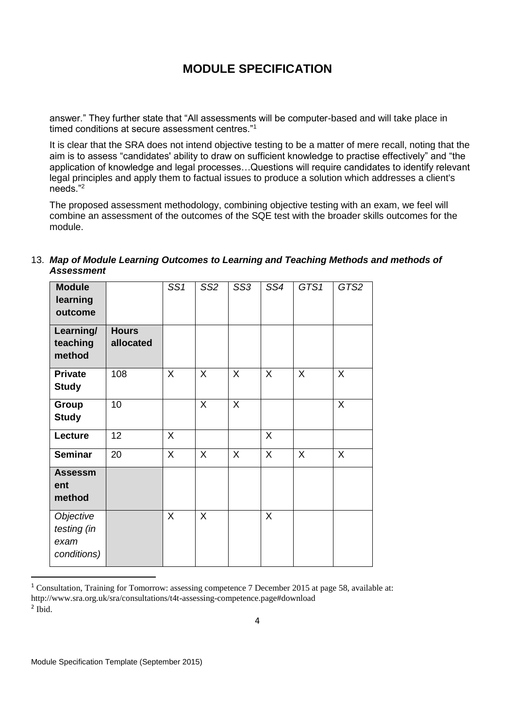# MODULE SPECIFICATION

answer." They further state that "All assessments will be computer-based and will take place in timed conditions at secure assessment centres."[1]

It is clear that the SRA does not intend objective testing to be a matter of mere recall, noting that the aim is to assess "candidates' ability to draw on sufficient knowledge to practise effectively" and "the application of knowledge and legal processes…Questions will require candidates to identify relevant legal principles and apply them to factual issues to produce a solution which addresses a client's needs."[2]

The proposed assessment methodology, combining objective testing with an exam, we feel will combine an assessment of the outcomes of the SQE test with the broader skills outcomes for the module.

13. ***Map of Module Learning Outcomes to Learning and Teaching Methods and methods of Assessment***

| **Module learning outcome** | | *SS1* | *SS2* | *SS3* | *SS4* | *GTS1* | *GTS2* |
|---|---|---|---|---|---|---|---|
| **Learning/ teaching method** | **Hours allocated** | | | | | | |
| **Private Study** | 108 | X | X | X | X | X | X |
| **Group Study** | 10 | | X | X | | | X |
| **Lecture** | 12 | X | | | X | | |
| **Seminar** | 20 | X | X | X | X | X | X |
| **Assessment method** | | | | | | | |
| *Objective testing (in exam conditions)* | | X | X | | X | | |

[1] Consultation, Training for Tomorrow: assessing competence 7 December 2015 at page 58, available at: http://www.sra.org.uk/sra/consultations/t4t-assessing-competence.page#download

[2] Ibid.

Module Specification Template (September 2015)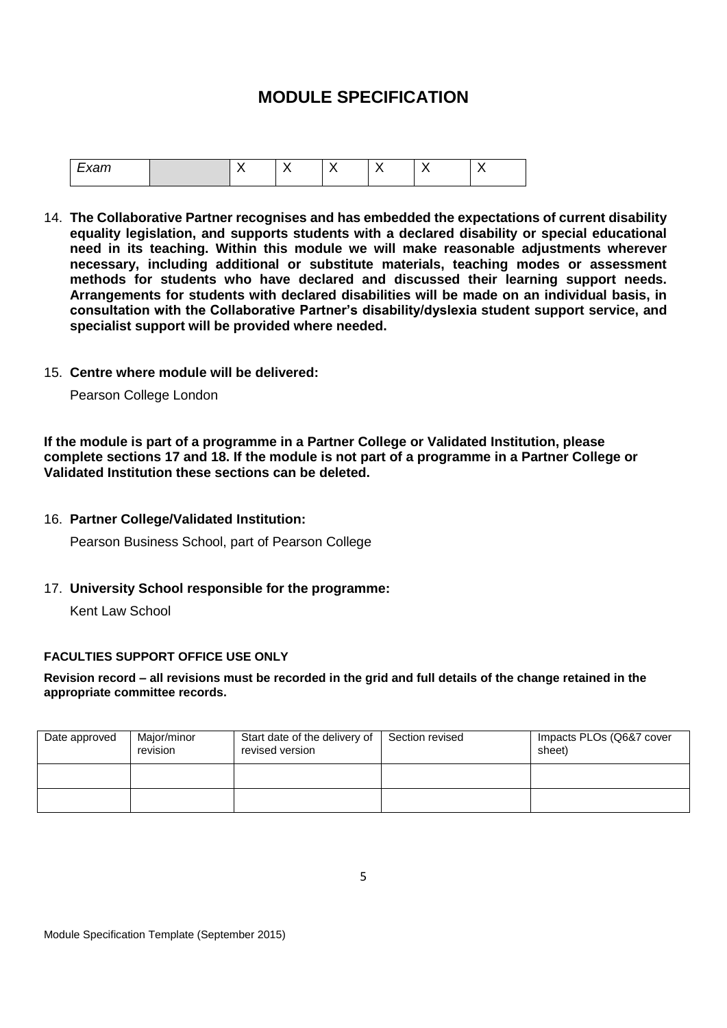# MODULE SPECIFICATION

| | | | | | | | |
|---|---|---|---|---|---|---|---|
| *Exam* | | X | X | X | X | X | X |

14. **The Collaborative Partner recognises and has embedded the expectations of current disability equality legislation, and supports students with a declared disability or special educational need in its teaching. Within this module we will make reasonable adjustments wherever necessary, including additional or substitute materials, teaching modes or assessment methods for students who have declared and discussed their learning support needs. Arrangements for students with declared disabilities will be made on an individual basis, in consultation with the Collaborative Partner's disability/dyslexia student support service, and specialist support will be provided where needed.**

15. **Centre where module will be delivered:**

    Pearson College London

**If the module is part of a programme in a Partner College or Validated Institution, please complete sections 17 and 18. If the module is not part of a programme in a Partner College or Validated Institution these sections can be deleted.**

16. **Partner College/Validated Institution:**

    Pearson Business School, part of Pearson College

17. **University School responsible for the programme:**

    Kent Law School

**FACULTIES SUPPORT OFFICE USE ONLY**

**Revision record – all revisions must be recorded in the grid and full details of the change retained in the appropriate committee records.**

| Date approved | Major/minor revision | Start date of the delivery of revised version | Section revised | Impacts PLOs (Q6&7 cover sheet) |
|---|---|---|---|---|
| | | | | |
| | | | | |

Module Specification Template (September 2015)